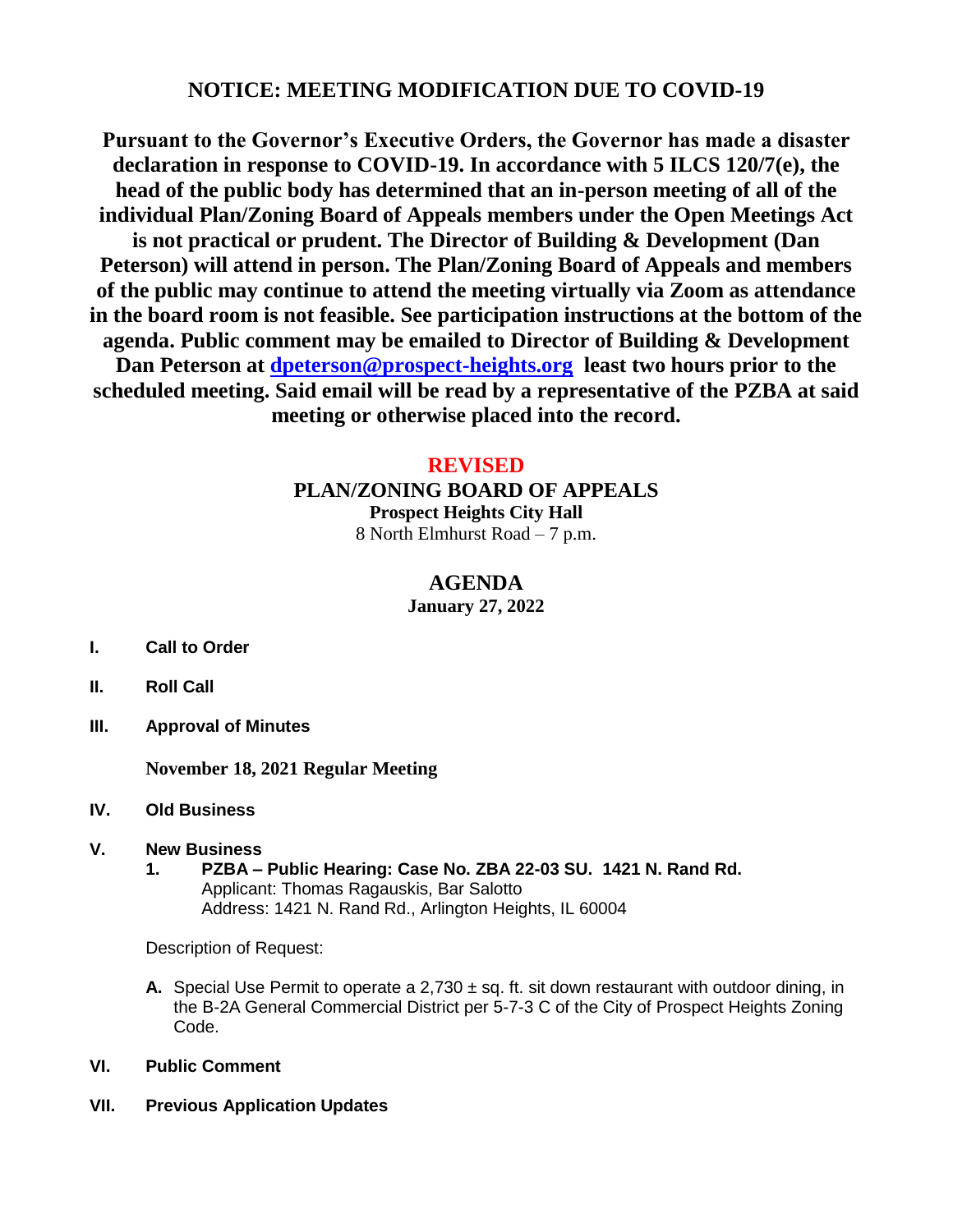# NOTICE: MEETING MODIFICATION DUE TO COVID-19

**Pursuant to the Governor's Executive Orders, the Governor has made a disaster declaration in response to COVID-19. In accordance with 5 ILCS 120/7(e), the head of the public body has determined that an in-person meeting of all of the individual Plan/Zoning Board of Appeals members under the Open Meetings Act is not practical or prudent. The Director of Building & Development (Dan Peterson) will attend in person. The Plan/Zoning Board of Appeals and members of the public may continue to attend the meeting virtually via Zoom as attendance in the board room is not feasible. See participation instructions at the bottom of the agenda. Public comment may be emailed to Director of Building & Development Dan Peterson at dpeterson@prospect-heights.org least two hours prior to the scheduled meeting. Said email will be read by a representative of the PZBA at said meeting or otherwise placed into the record.**

**REVISED**

## PLAN/ZONING BOARD OF APPEALS

**Prospect Heights City Hall**

8 North Elmhurst Road – 7 p.m.

## AGENDA

**January 27, 2022**

**I. Call to Order**

**II. Roll Call**

**III. Approval of Minutes**

**November 18, 2021 Regular Meeting**

**IV. Old Business**

**V. New Business**

1. **PZBA – Public Hearing: Case No. ZBA 22-03 SU. 1421 N. Rand Rd.**
   Applicant: Thomas Ragauskis, Bar Salotto
   Address: 1421 N. Rand Rd., Arlington Heights, IL 60004

Description of Request:

**A.** Special Use Permit to operate a 2,730 ± sq. ft. sit down restaurant with outdoor dining, in the B-2A General Commercial District per 5-7-3 C of the City of Prospect Heights Zoning Code.

**VI. Public Comment**

**VII. Previous Application Updates**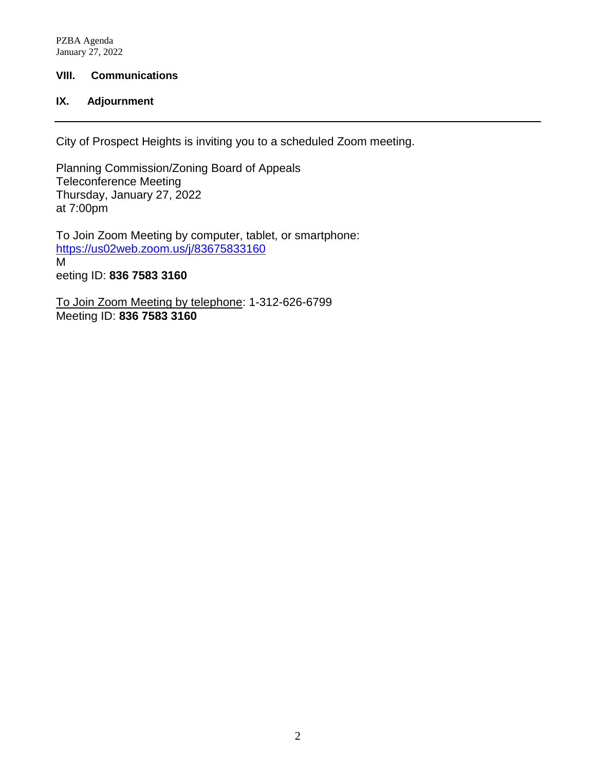## VIII. Communications

## IX. Adjournment

---

City of Prospect Heights is inviting you to a scheduled Zoom meeting.

Planning Commission/Zoning Board of Appeals
Teleconference Meeting
Thursday, January 27, 2022
at 7:00pm

To Join Zoom Meeting by computer, tablet, or smartphone:
https://us02web.zoom.us/j/83675833160
M
eeting ID: **836 7583 3160**

To Join Zoom Meeting by telephone: 1-312-626-6799
Meeting ID: **836 7583 3160**